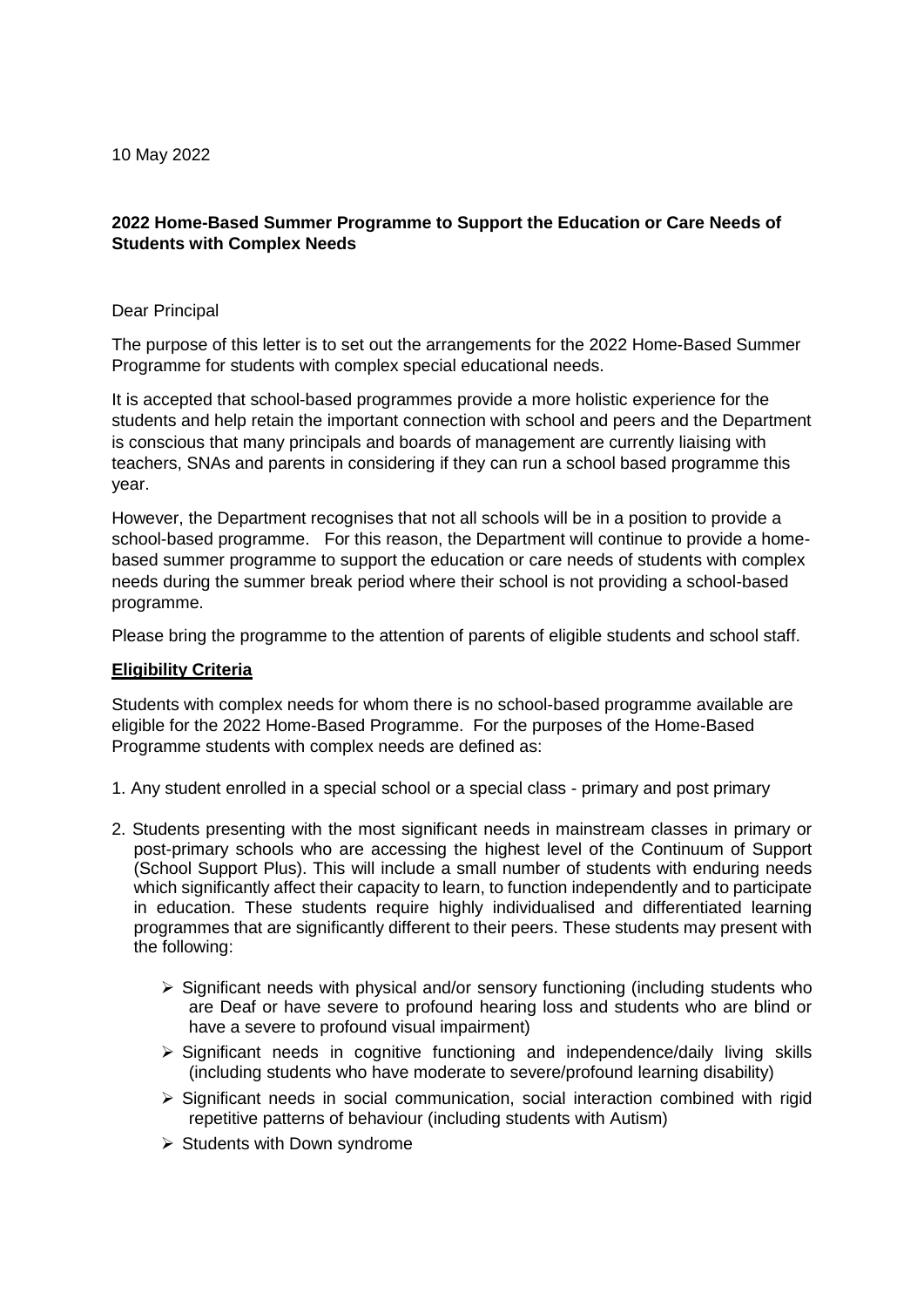10 May 2022

**2022 Home-Based Summer Programme to Support the Education or Care Needs of Students with Complex Needs**

Dear Principal

The purpose of this letter is to set out the arrangements for the 2022 Home-Based Summer Programme for students with complex special educational needs.

It is accepted that school-based programmes provide a more holistic experience for the students and help retain the important connection with school and peers and the Department is conscious that many principals and boards of management are currently liaising with teachers, SNAs and parents in considering if they can run a school based programme this year.

However, the Department recognises that not all schools will be in a position to provide a school-based programme. For this reason, the Department will continue to provide a home-based summer programme to support the education or care needs of students with complex needs during the summer break period where their school is not providing a school-based programme.

Please bring the programme to the attention of parents of eligible students and school staff.

**Eligibility Criteria**

Students with complex needs for whom there is no school-based programme available are eligible for the 2022 Home-Based Programme. For the purposes of the Home-Based Programme students with complex needs are defined as:

1. Any student enrolled in a special school or a special class - primary and post primary

2. Students presenting with the most significant needs in mainstream classes in primary or post-primary schools who are accessing the highest level of the Continuum of Support (School Support Plus). This will include a small number of students with enduring needs which significantly affect their capacity to learn, to function independently and to participate in education. These students require highly individualised and differentiated learning programmes that are significantly different to their peers. These students may present with the following:

   - Significant needs with physical and/or sensory functioning (including students who are Deaf or have severe to profound hearing loss and students who are blind or have a severe to profound visual impairment)
   - Significant needs in cognitive functioning and independence/daily living skills (including students who have moderate to severe/profound learning disability)
   - Significant needs in social communication, social interaction combined with rigid repetitive patterns of behaviour (including students with Autism)
   - Students with Down syndrome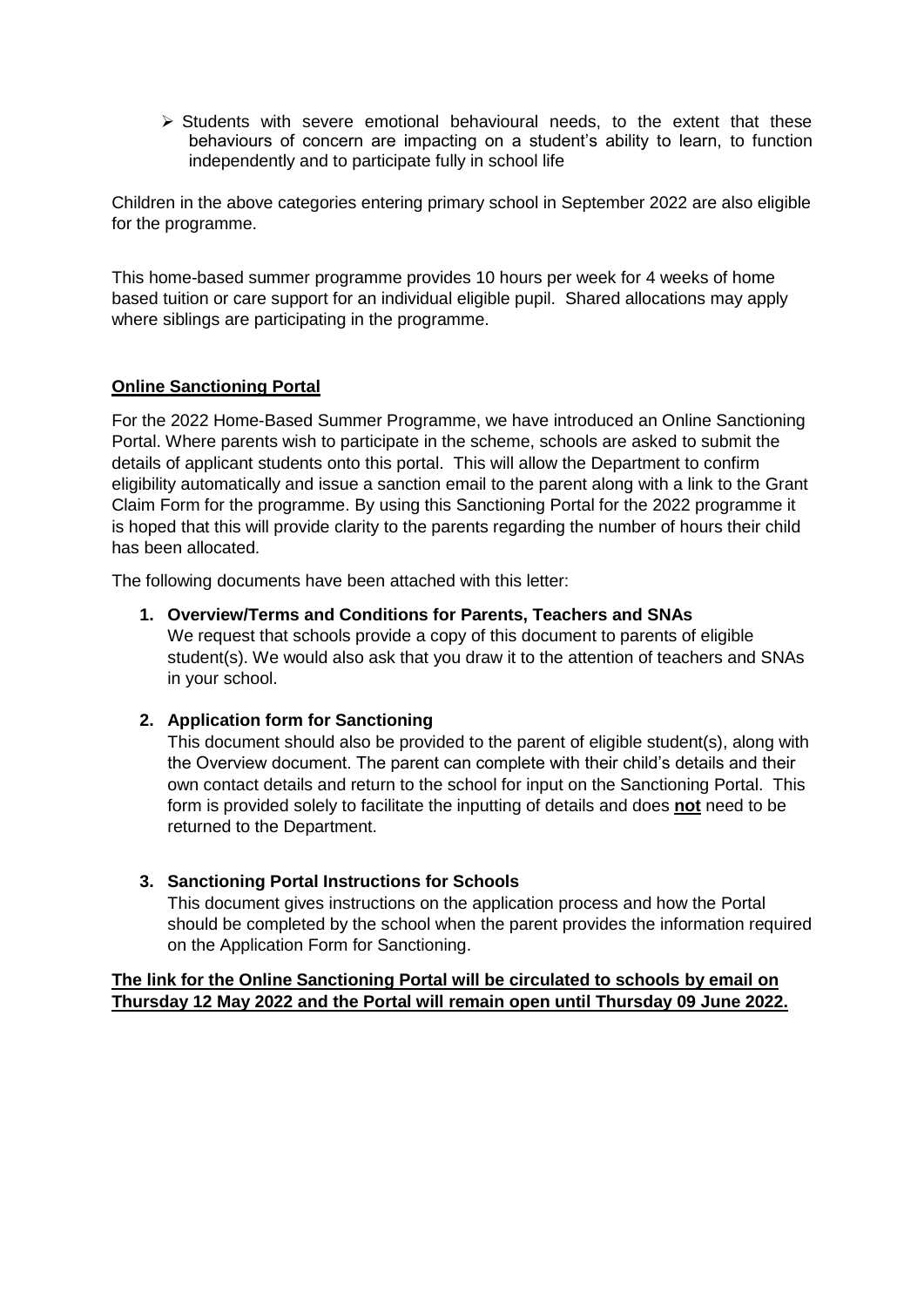- Students with severe emotional behavioural needs, to the extent that these behaviours of concern are impacting on a student's ability to learn, to function independently and to participate fully in school life

Children in the above categories entering primary school in September 2022 are also eligible for the programme.

This home-based summer programme provides 10 hours per week for 4 weeks of home based tuition or care support for an individual eligible pupil. Shared allocations may apply where siblings are participating in the programme.

## **Online Sanctioning Portal**

For the 2022 Home-Based Summer Programme, we have introduced an Online Sanctioning Portal. Where parents wish to participate in the scheme, schools are asked to submit the details of applicant students onto this portal. This will allow the Department to confirm eligibility automatically and issue a sanction email to the parent along with a link to the Grant Claim Form for the programme. By using this Sanctioning Portal for the 2022 programme it is hoped that this will provide clarity to the parents regarding the number of hours their child has been allocated.

The following documents have been attached with this letter:

1. **Overview/Terms and Conditions for Parents, Teachers and SNAs**
   We request that schools provide a copy of this document to parents of eligible student(s). We would also ask that you draw it to the attention of teachers and SNAs in your school.

2. **Application form for Sanctioning**
   This document should also be provided to the parent of eligible student(s), along with the Overview document. The parent can complete with their child's details and their own contact details and return to the school for input on the Sanctioning Portal. This form is provided solely to facilitate the inputting of details and does **not** need to be returned to the Department.

3. **Sanctioning Portal Instructions for Schools**
   This document gives instructions on the application process and how the Portal should be completed by the school when the parent provides the information required on the Application Form for Sanctioning.

**The link for the Online Sanctioning Portal will be circulated to schools by email on Thursday 12 May 2022 and the Portal will remain open until Thursday 09 June 2022.**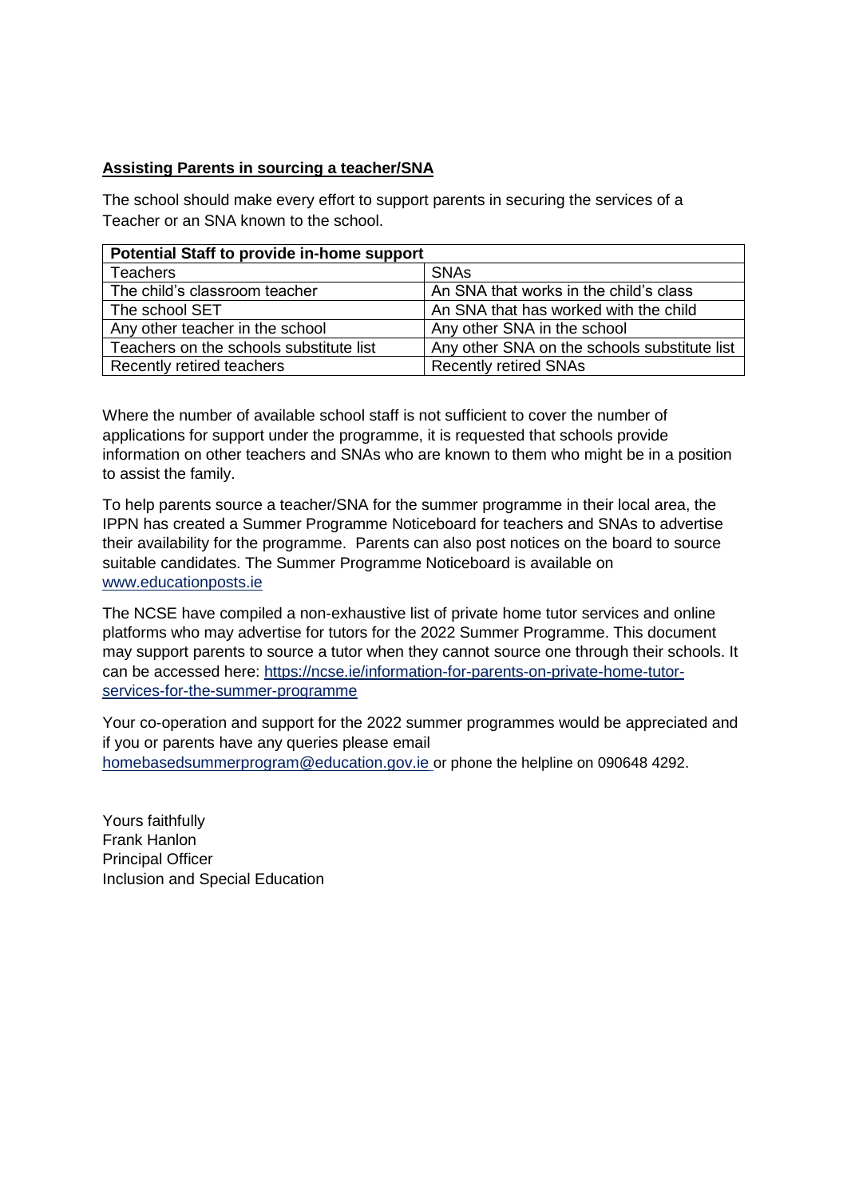**Assisting Parents in sourcing a teacher/SNA**

The school should make every effort to support parents in securing the services of a Teacher or an SNA known to the school.

| Potential Staff to provide in-home support | |
|---|---|
| Teachers | SNAs |
| The child's classroom teacher | An SNA that works in the child's class |
| The school SET | An SNA that has worked with the child |
| Any other teacher in the school | Any other SNA in the school |
| Teachers on the schools substitute list | Any other SNA on the schools substitute list |
| Recently retired teachers | Recently retired SNAs |

Where the number of available school staff is not sufficient to cover the number of applications for support under the programme, it is requested that schools provide information on other teachers and SNAs who are known to them who might be in a position to assist the family.

To help parents source a teacher/SNA for the summer programme in their local area, the IPPN has created a Summer Programme Noticeboard for teachers and SNAs to advertise their availability for the programme. Parents can also post notices on the board to source suitable candidates. The Summer Programme Noticeboard is available on [www.educationposts.ie](www.educationposts.ie)

The NCSE have compiled a non-exhaustive list of private home tutor services and online platforms who may advertise for tutors for the 2022 Summer Programme. This document may support parents to source a tutor when they cannot source one through their schools. It can be accessed here: [https://ncse.ie/information-for-parents-on-private-home-tutor-services-for-the-summer-programme](https://ncse.ie/information-for-parents-on-private-home-tutor-services-for-the-summer-programme)

Your co-operation and support for the 2022 summer programmes would be appreciated and if you or parents have any queries please email homebasedsummerprogram@education.gov.ie or phone the helpline on 090648 4292.

Yours faithfully
Frank Hanlon
Principal Officer
Inclusion and Special Education